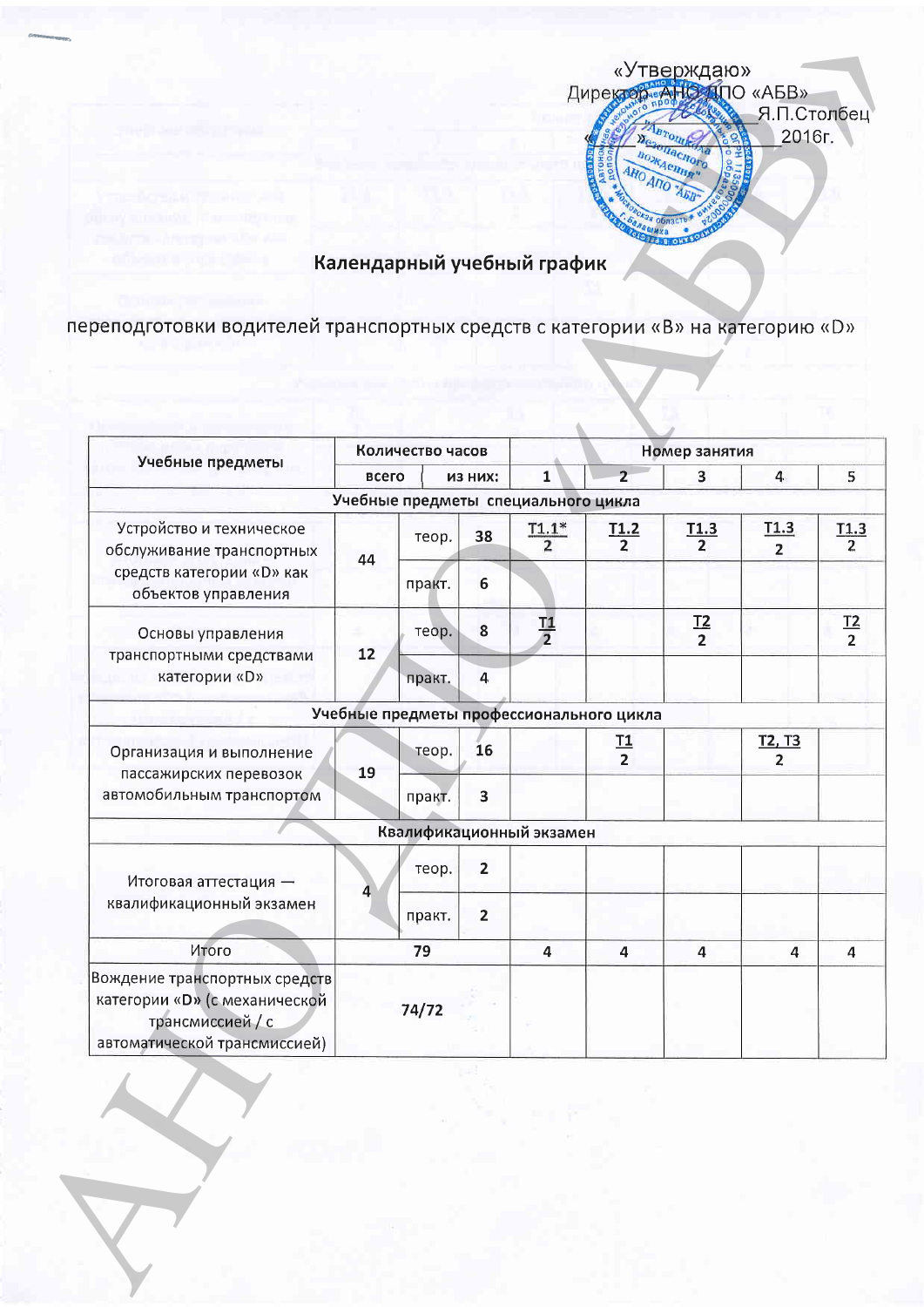«Утверждаю»
Директор АНО ДПО «АБВ»
_________ Я.П.Столбец
«___» _________ 2016г.

## Календарный учебный график

### переподготовки водителей транспортных средств с категории «B» на категорию «D»

| Учебные предметы | Количество часов | | | Номер занятия | | | | |
|---|---|---|---|---|---|---|---|---|
| | всего | из них: | | 1 | 2 | 3 | 4 | 5 |
| **Учебные предметы специального цикла** | | | | | | | | |
| Устройство и техническое обслуживание транспортных средств категории «D» как объектов управления | 44 | теор. | 38 | T1.1* 2 | T1.2 2 | T1.3 2 | T1.3 2 | T1.3 2 |
| | | практ. | 6 | | | | | |
| Основы управления транспортными средствами категории «D» | 12 | теор. | 8 | T1 2 | | T2 2 | | T2 2 |
| | | практ. | 4 | | | | | |
| **Учебные предметы профессионального цикла** | | | | | | | | |
| Организация и выполнение пассажирских перевозок автомобильным транспортом | 19 | теор. | 16 | | T1 2 | | T2, T3 2 | |
| | | практ. | 3 | | | | | |
| **Квалификационный экзамен** | | | | | | | | |
| Итоговая аттестация — квалификационный экзамен | 4 | теор. | 2 | | | | | |
| | | практ. | 2 | | | | | |
| Итого | 79 | | | 4 | 4 | 4 | 4 | 4 |
| Вождение транспортных средств категории «D» (с механической трансмиссией / с автоматической трансмиссией) | 74/72 | | | | | | | |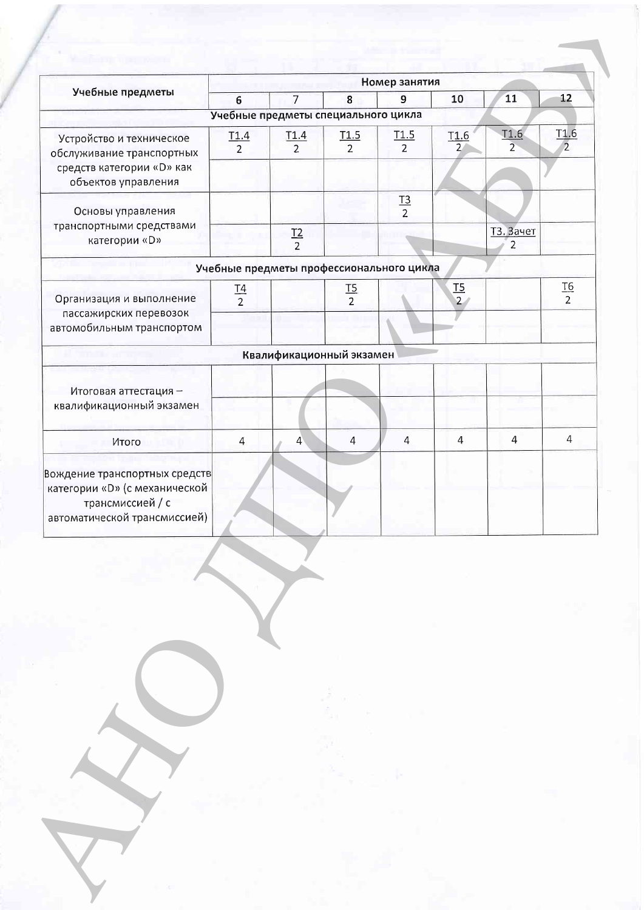| Учебные предметы | Номер занятия | | | | | | |
|---|---|---|---|---|---|---|---|
| | 6 | 7 | 8 | 9 | 10 | 11 | 12 |
| **Учебные предметы специального цикла** | | | | | | | |
| Устройство и техническое обслуживание транспортных средств категории «D» как объектов управления | Т1.4<br>2 | Т1.4<br>2 | Т1.5<br>2 | Т1.5<br>2 | Т1.6<br>2 | Т1.6<br>2 | Т1.6<br>2 |
| | | | | | | | |
| Основы управления транспортными средствами категории «D» | | | | Т3<br>2 | | | |
| | | Т2<br>2 | | | | Т3. Зачет<br>2 | |
| **Учебные предметы профессионального цикла** | | | | | | | |
| Организация и выполнение пассажирских перевозок автомобильным транспортом | Т4<br>2 | | Т5<br>2 | | Т5<br>2 | | Т6<br>2 |
| | | | | | | | |
| **Квалификационный экзамен** | | | | | | | |
| Итоговая аттестация – квалификационный экзамен | | | | | | | |
| | | | | | | | |
| Итого | 4 | 4 | 4 | 4 | 4 | 4 | 4 |
| Вождение транспортных средств категории «D» (с механической трансмиссией / с автоматической трансмиссией) | | | | | | | |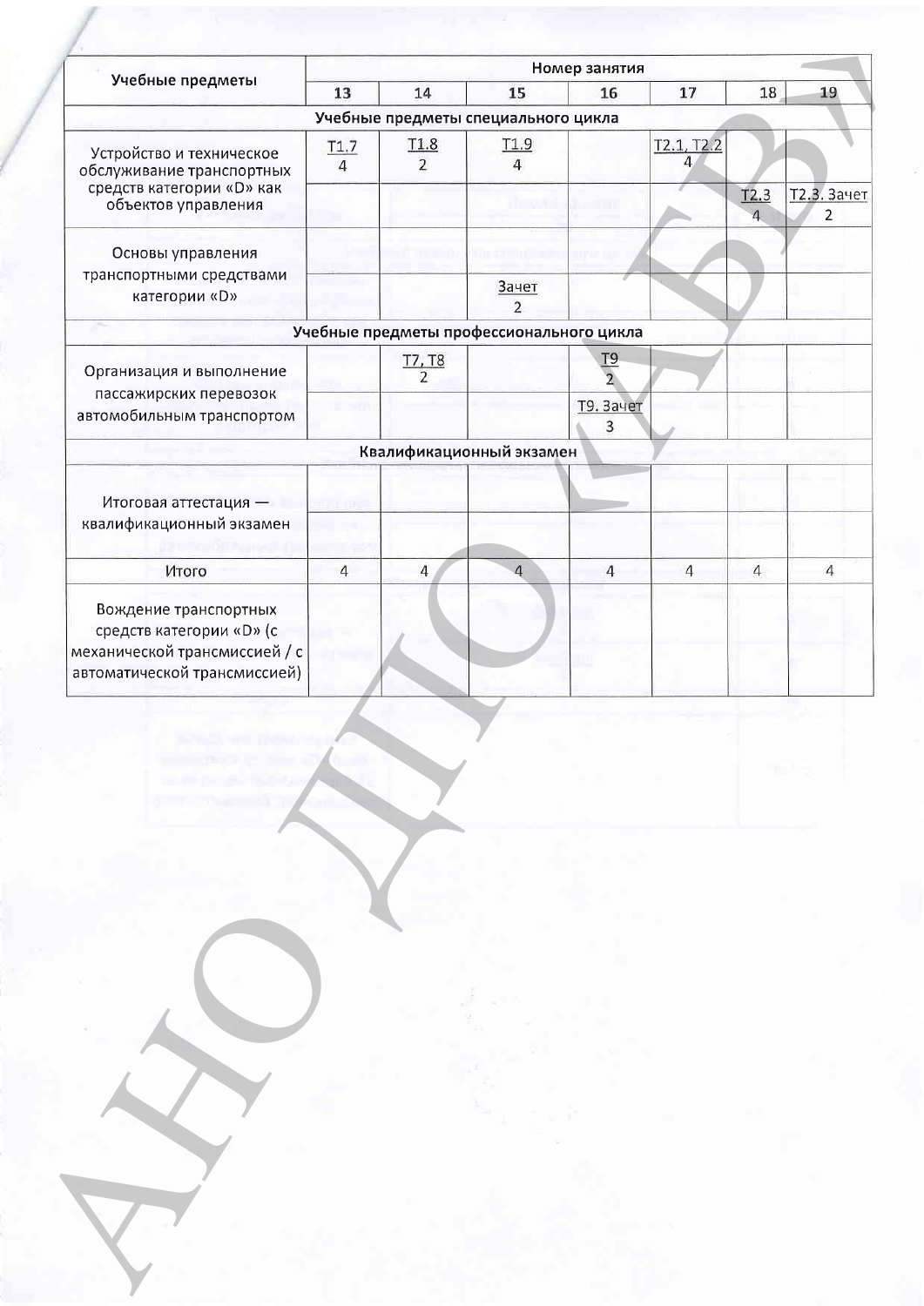| Учебные предметы | Номер занятия | | | | | | |
|---|---|---|---|---|---|---|---|
| | 13 | 14 | 15 | 16 | 17 | 18 | 19 |
| **Учебные предметы специального цикла** | | | | | | | |
| Устройство и техническое обслуживание транспортных средств категории «D» как объектов управления | Т1.7 4 | Т1.8 2 | Т1.9 4 | | Т2.1, Т2.2 4 | | |
| | | | | | | Т2.3 4 | Т2.3. Зачет 2 |
| Основы управления транспортными средствами категории «D» | | | | | | | |
| | | | Зачет 2 | | | | |
| **Учебные предметы профессионального цикла** | | | | | | | |
| Организация и выполнение пассажирских перевозок автомобильным транспортом | | Т7, Т8 2 | | Т9 2 | | | |
| | | | | Т9. Зачет 3 | | | |
| **Квалификационный экзамен** | | | | | | | |
| Итоговая аттестация — квалификационный экзамен | | | | | | | |
| | | | | | | | |
| Итого | 4 | 4 | 4 | 4 | 4 | 4 | 4 |
| Вождение транспортных средств категории «D» (с механической трансмиссией / с автоматической трансмиссией) | | | | | | | |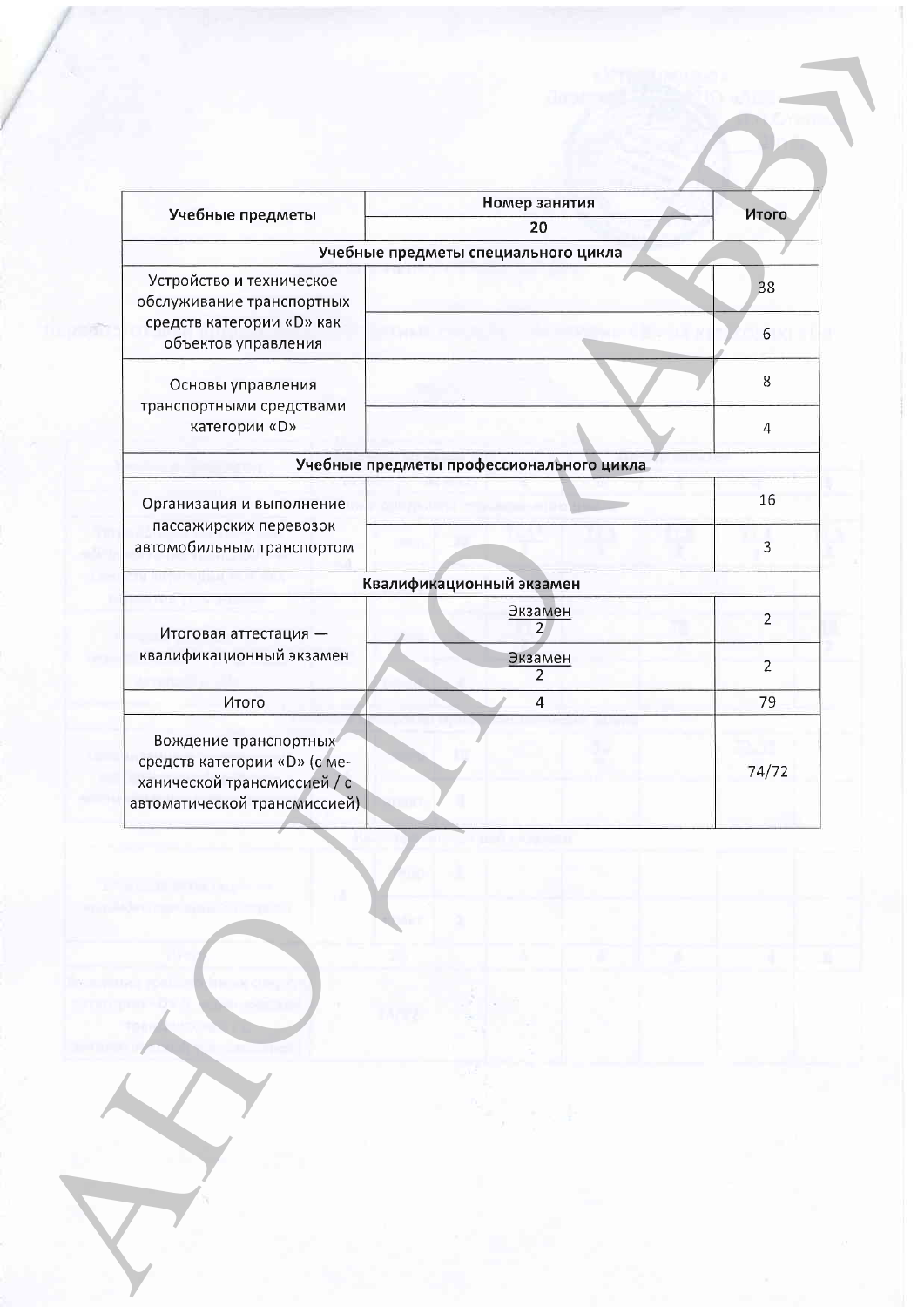| Учебные предметы | Номер занятия | Итого |
|---|---|---|
| | 20 | |
| **Учебные предметы специального цикла** | | |
| Устройство и техническое обслуживание транспортных средств категории «D» как объектов управления | | 38 |
| | | 6 |
| Основы управления транспортными средствами категории «D» | | 8 |
| | | 4 |
| **Учебные предметы профессионального цикла** | | |
| Организация и выполнение пассажирских перевозок автомобильным транспортом | | 16 |
| | | 3 |
| **Квалификационный экзамен** | | |
| Итоговая аттестация — квалификационный экзамен | Экзамен 2 | 2 |
| | Экзамен 2 | 2 |
| Итого | 4 | 79 |
| Вождение транспортных средств категории «D» (с механической трансмиссией / с автоматической трансмиссией) | | 74/72 |